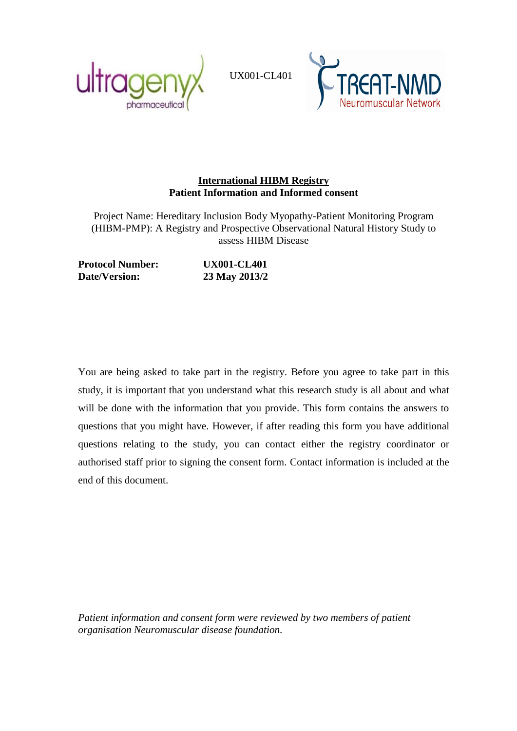UX001-CL401

# International HIBM Registry
## Patient Information and Informed consent

Project Name: Hereditary Inclusion Body Myopathy-Patient Monitoring Program (HIBM-PMP): A Registry and Prospective Observational Natural History Study to assess HIBM Disease

**Protocol Number:** **UX001-CL401**
**Date/Version:** **23 May 2013/2**

You are being asked to take part in the registry. Before you agree to take part in this study, it is important that you understand what this research study is all about and what will be done with the information that you provide. This form contains the answers to questions that you might have. However, if after reading this form you have additional questions relating to the study, you can contact either the registry coordinator or authorised staff prior to signing the consent form. Contact information is included at the end of this document.

*Patient information and consent form were reviewed by two members of patient organisation Neuromuscular disease foundation.*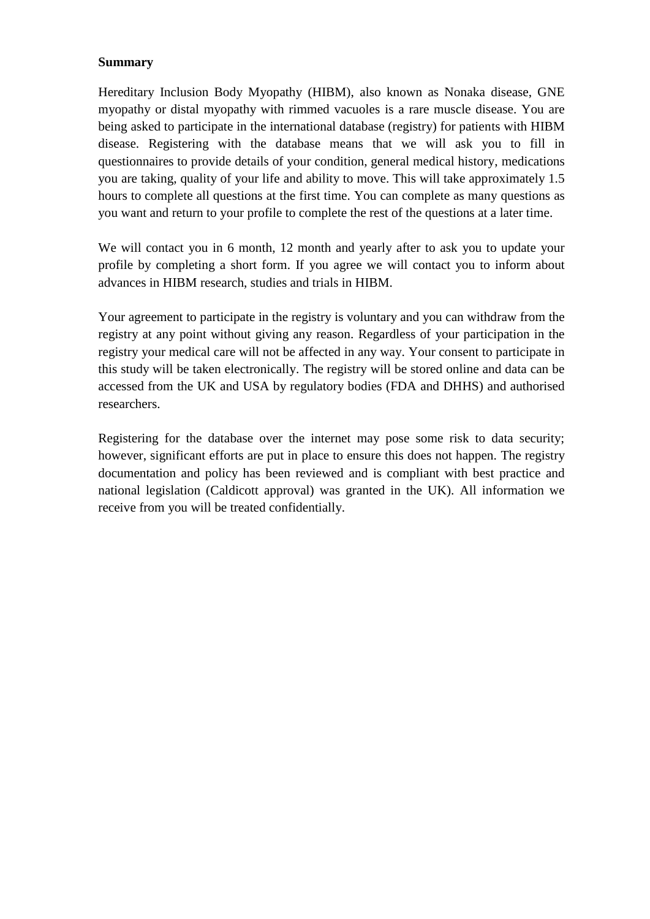**Summary**

Hereditary Inclusion Body Myopathy (HIBM), also known as Nonaka disease, GNE myopathy or distal myopathy with rimmed vacuoles is a rare muscle disease. You are being asked to participate in the international database (registry) for patients with HIBM disease. Registering with the database means that we will ask you to fill in questionnaires to provide details of your condition, general medical history, medications you are taking, quality of your life and ability to move. This will take approximately 1.5 hours to complete all questions at the first time. You can complete as many questions as you want and return to your profile to complete the rest of the questions at a later time.

We will contact you in 6 month, 12 month and yearly after to ask you to update your profile by completing a short form. If you agree we will contact you to inform about advances in HIBM research, studies and trials in HIBM.

Your agreement to participate in the registry is voluntary and you can withdraw from the registry at any point without giving any reason. Regardless of your participation in the registry your medical care will not be affected in any way. Your consent to participate in this study will be taken electronically. The registry will be stored online and data can be accessed from the UK and USA by regulatory bodies (FDA and DHHS) and authorised researchers.

Registering for the database over the internet may pose some risk to data security; however, significant efforts are put in place to ensure this does not happen. The registry documentation and policy has been reviewed and is compliant with best practice and national legislation (Caldicott approval) was granted in the UK). All information we receive from you will be treated confidentially.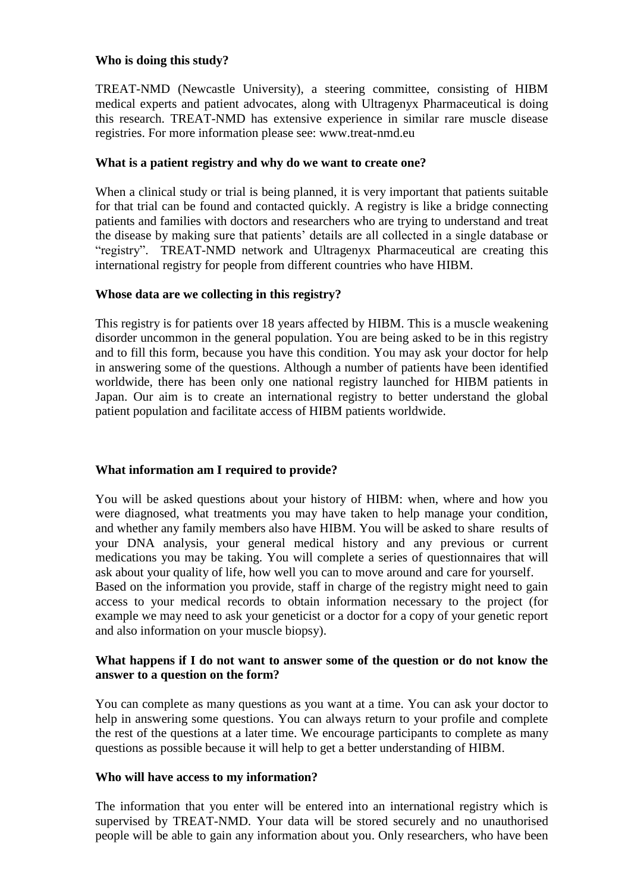**Who is doing this study?**

TREAT-NMD (Newcastle University), a steering committee, consisting of HIBM medical experts and patient advocates, along with Ultragenyx Pharmaceutical is doing this research. TREAT-NMD has extensive experience in similar rare muscle disease registries. For more information please see: www.treat-nmd.eu

**What is a patient registry and why do we want to create one?**

When a clinical study or trial is being planned, it is very important that patients suitable for that trial can be found and contacted quickly. A registry is like a bridge connecting patients and families with doctors and researchers who are trying to understand and treat the disease by making sure that patients' details are all collected in a single database or "registry". TREAT-NMD network and Ultragenyx Pharmaceutical are creating this international registry for people from different countries who have HIBM.

**Whose data are we collecting in this registry?**

This registry is for patients over 18 years affected by HIBM. This is a muscle weakening disorder uncommon in the general population. You are being asked to be in this registry and to fill this form, because you have this condition. You may ask your doctor for help in answering some of the questions. Although a number of patients have been identified worldwide, there has been only one national registry launched for HIBM patients in Japan. Our aim is to create an international registry to better understand the global patient population and facilitate access of HIBM patients worldwide.

**What information am I required to provide?**

You will be asked questions about your history of HIBM: when, where and how you were diagnosed, what treatments you may have taken to help manage your condition, and whether any family members also have HIBM. You will be asked to share results of your DNA analysis, your general medical history and any previous or current medications you may be taking. You will complete a series of questionnaires that will ask about your quality of life, how well you can to move around and care for yourself.
Based on the information you provide, staff in charge of the registry might need to gain access to your medical records to obtain information necessary to the project (for example we may need to ask your geneticist or a doctor for a copy of your genetic report and also information on your muscle biopsy).

**What happens if I do not want to answer some of the question or do not know the answer to a question on the form?**

You can complete as many questions as you want at a time. You can ask your doctor to help in answering some questions. You can always return to your profile and complete the rest of the questions at a later time. We encourage participants to complete as many questions as possible because it will help to get a better understanding of HIBM.

**Who will have access to my information?**

The information that you enter will be entered into an international registry which is supervised by TREAT-NMD. Your data will be stored securely and no unauthorised people will be able to gain any information about you. Only researchers, who have been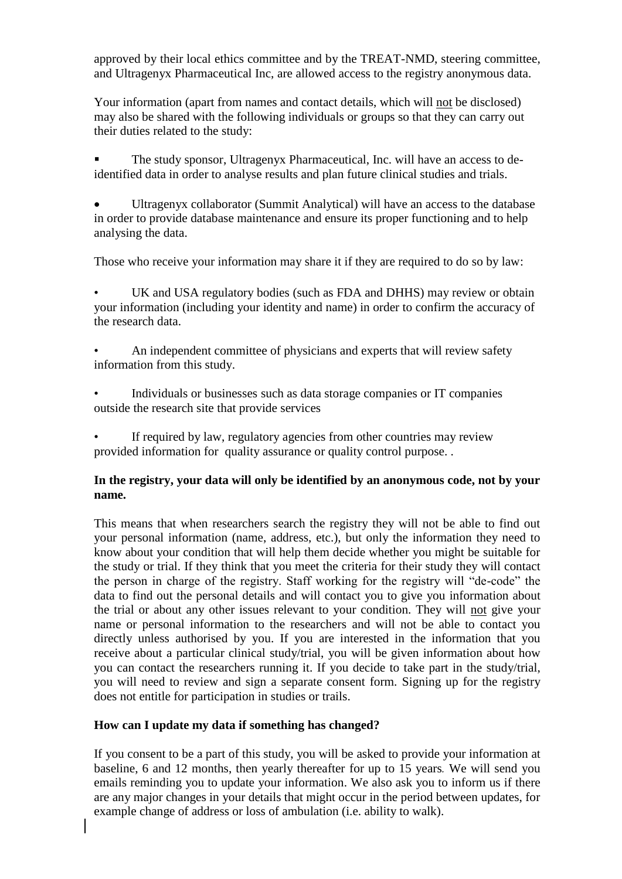approved by their local ethics committee and by the TREAT-NMD, steering committee, and Ultragenyx Pharmaceutical Inc, are allowed access to the registry anonymous data.

Your information (apart from names and contact details, which will not be disclosed) may also be shared with the following individuals or groups so that they can carry out their duties related to the study:

- The study sponsor, Ultragenyx Pharmaceutical, Inc. will have an access to de-identified data in order to analyse results and plan future clinical studies and trials.

- Ultragenyx collaborator (Summit Analytical) will have an access to the database in order to provide database maintenance and ensure its proper functioning and to help analysing the data.

Those who receive your information may share it if they are required to do so by law:

- UK and USA regulatory bodies (such as FDA and DHHS) may review or obtain your information (including your identity and name) in order to confirm the accuracy of the research data.

- An independent committee of physicians and experts that will review safety information from this study.

- Individuals or businesses such as data storage companies or IT companies outside the research site that provide services

- If required by law, regulatory agencies from other countries may review provided information for quality assurance or quality control purpose. .

**In the registry, your data will only be identified by an anonymous code, not by your name.**

This means that when researchers search the registry they will not be able to find out your personal information (name, address, etc.), but only the information they need to know about your condition that will help them decide whether you might be suitable for the study or trial. If they think that you meet the criteria for their study they will contact the person in charge of the registry. Staff working for the registry will "de-code" the data to find out the personal details and will contact you to give you information about the trial or about any other issues relevant to your condition. They will not give your name or personal information to the researchers and will not be able to contact you directly unless authorised by you. If you are interested in the information that you receive about a particular clinical study/trial, you will be given information about how you can contact the researchers running it. If you decide to take part in the study/trial, you will need to review and sign a separate consent form. Signing up for the registry does not entitle for participation in studies or trails.

**How can I update my data if something has changed?**

If you consent to be a part of this study, you will be asked to provide your information at baseline, 6 and 12 months, then yearly thereafter for up to 15 years. We will send you emails reminding you to update your information. We also ask you to inform us if there are any major changes in your details that might occur in the period between updates, for example change of address or loss of ambulation (i.e. ability to walk).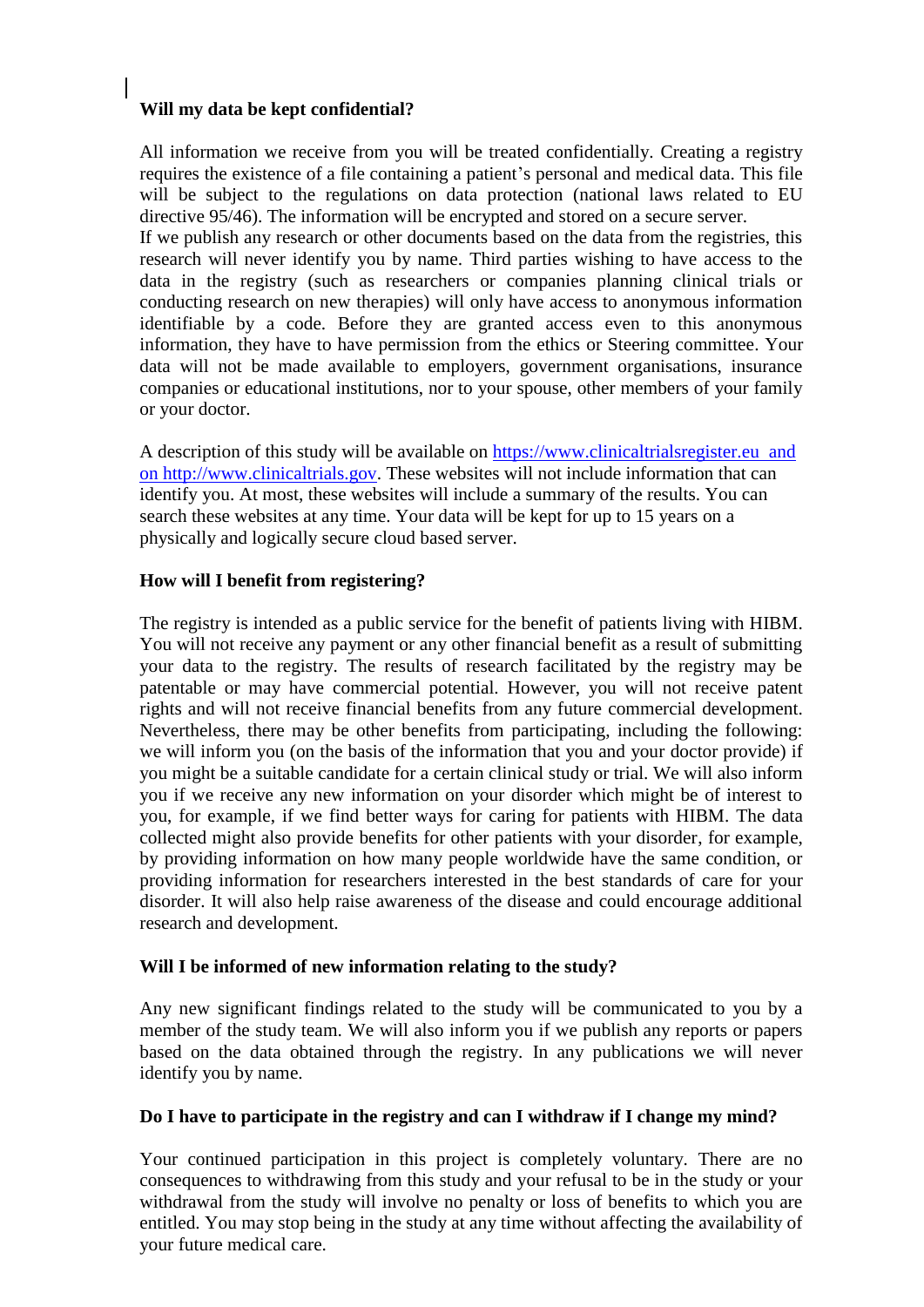**Will my data be kept confidential?**

All information we receive from you will be treated confidentially. Creating a registry requires the existence of a file containing a patient's personal and medical data. This file will be subject to the regulations on data protection (national laws related to EU directive 95/46). The information will be encrypted and stored on a secure server.
If we publish any research or other documents based on the data from the registries, this research will never identify you by name. Third parties wishing to have access to the data in the registry (such as researchers or companies planning clinical trials or conducting research on new therapies) will only have access to anonymous information identifiable by a code. Before they are granted access even to this anonymous information, they have to have permission from the ethics or Steering committee. Your data will not be made available to employers, government organisations, insurance companies or educational institutions, nor to your spouse, other members of your family or your doctor.

A description of this study will be available on https://www.clinicaltrialsregister.eu and on http://www.clinicaltrials.gov. These websites will not include information that can identify you. At most, these websites will include a summary of the results. You can search these websites at any time. Your data will be kept for up to 15 years on a physically and logically secure cloud based server.

**How will I benefit from registering?**

The registry is intended as a public service for the benefit of patients living with HIBM. You will not receive any payment or any other financial benefit as a result of submitting your data to the registry. The results of research facilitated by the registry may be patentable or may have commercial potential. However, you will not receive patent rights and will not receive financial benefits from any future commercial development. Nevertheless, there may be other benefits from participating, including the following: we will inform you (on the basis of the information that you and your doctor provide) if you might be a suitable candidate for a certain clinical study or trial. We will also inform you if we receive any new information on your disorder which might be of interest to you, for example, if we find better ways for caring for patients with HIBM. The data collected might also provide benefits for other patients with your disorder, for example, by providing information on how many people worldwide have the same condition, or providing information for researchers interested in the best standards of care for your disorder. It will also help raise awareness of the disease and could encourage additional research and development.

**Will I be informed of new information relating to the study?**

Any new significant findings related to the study will be communicated to you by a member of the study team. We will also inform you if we publish any reports or papers based on the data obtained through the registry. In any publications we will never identify you by name.

**Do I have to participate in the registry and can I withdraw if I change my mind?**

Your continued participation in this project is completely voluntary. There are no consequences to withdrawing from this study and your refusal to be in the study or your withdrawal from the study will involve no penalty or loss of benefits to which you are entitled. You may stop being in the study at any time without affecting the availability of your future medical care.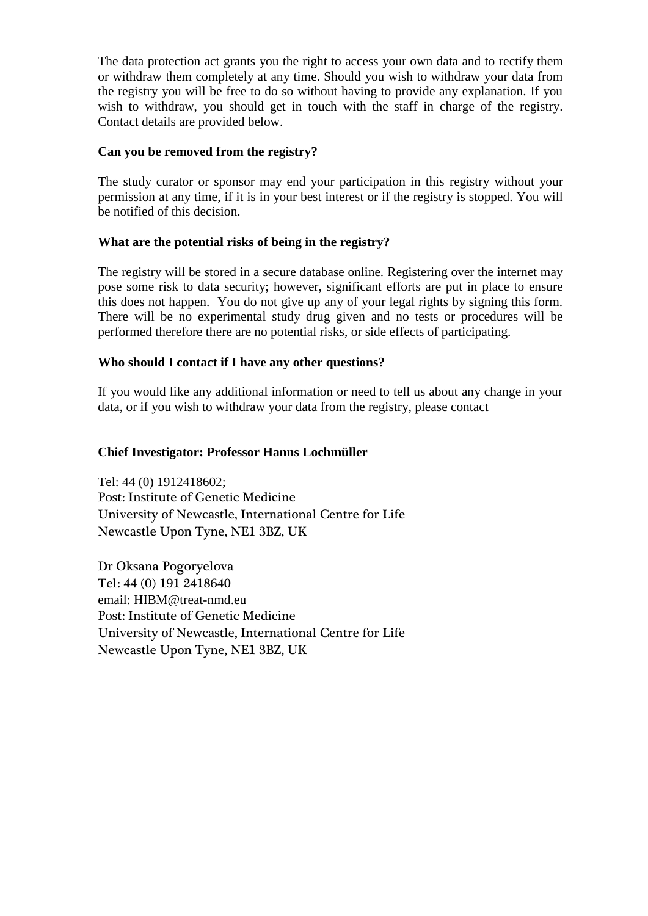The data protection act grants you the right to access your own data and to rectify them or withdraw them completely at any time. Should you wish to withdraw your data from the registry you will be free to do so without having to provide any explanation. If you wish to withdraw, you should get in touch with the staff in charge of the registry. Contact details are provided below.

**Can you be removed from the registry?**

The study curator or sponsor may end your participation in this registry without your permission at any time, if it is in your best interest or if the registry is stopped. You will be notified of this decision.

**What are the potential risks of being in the registry?**

The registry will be stored in a secure database online. Registering over the internet may pose some risk to data security; however, significant efforts are put in place to ensure this does not happen. You do not give up any of your legal rights by signing this form. There will be no experimental study drug given and no tests or procedures will be performed therefore there are no potential risks, or side effects of participating.

**Who should I contact if I have any other questions?**

If you would like any additional information or need to tell us about any change in your data, or if you wish to withdraw your data from the registry, please contact

**Chief Investigator: Professor Hanns Lochmüller**

Tel: 44 (0) 1912418602;
Post: Institute of Genetic Medicine
University of Newcastle, International Centre for Life
Newcastle Upon Tyne, NE1 3BZ, UK

Dr Oksana Pogoryelova
Tel: 44 (0) 191 2418640
email: HIBM@treat-nmd.eu
Post: Institute of Genetic Medicine
University of Newcastle, International Centre for Life
Newcastle Upon Tyne, NE1 3BZ, UK